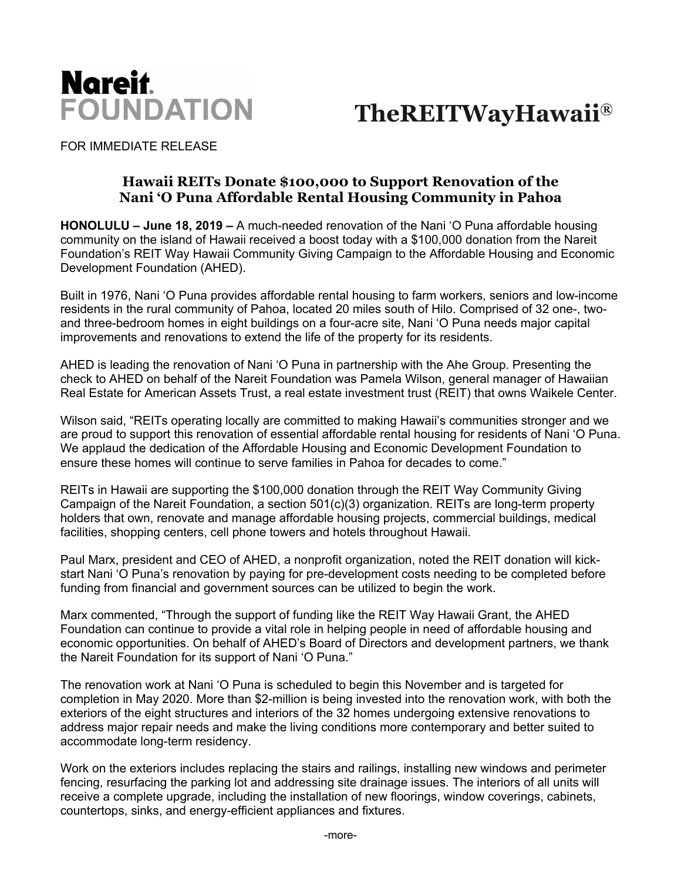**Nareit FOUNDATION**

**TheREITWayHawaii®**

FOR IMMEDIATE RELEASE

## Hawaii REITs Donate $100,000 to Support Renovation of the Nani 'O Puna Affordable Rental Housing Community in Pahoa

**HONOLULU – June 18, 2019 –** A much-needed renovation of the Nani 'O Puna affordable housing community on the island of Hawaii received a boost today with a $100,000 donation from the Nareit Foundation's REIT Way Hawaii Community Giving Campaign to the Affordable Housing and Economic Development Foundation (AHED).

Built in 1976, Nani 'O Puna provides affordable rental housing to farm workers, seniors and low-income residents in the rural community of Pahoa, located 20 miles south of Hilo. Comprised of 32 one-, two- and three-bedroom homes in eight buildings on a four-acre site, Nani 'O Puna needs major capital improvements and renovations to extend the life of the property for its residents.

AHED is leading the renovation of Nani 'O Puna in partnership with the Ahe Group. Presenting the check to AHED on behalf of the Nareit Foundation was Pamela Wilson, general manager of Hawaiian Real Estate for American Assets Trust, a real estate investment trust (REIT) that owns Waikele Center.

Wilson said, "REITs operating locally are committed to making Hawaii's communities stronger and we are proud to support this renovation of essential affordable rental housing for residents of Nani 'O Puna. We applaud the dedication of the Affordable Housing and Economic Development Foundation to ensure these homes will continue to serve families in Pahoa for decades to come."

REITs in Hawaii are supporting the $100,000 donation through the REIT Way Community Giving Campaign of the Nareit Foundation, a section 501(c)(3) organization. REITs are long-term property holders that own, renovate and manage affordable housing projects, commercial buildings, medical facilities, shopping centers, cell phone towers and hotels throughout Hawaii.

Paul Marx, president and CEO of AHED, a nonprofit organization, noted the REIT donation will kick-start Nani 'O Puna's renovation by paying for pre-development costs needing to be completed before funding from financial and government sources can be utilized to begin the work.

Marx commented, "Through the support of funding like the REIT Way Hawaii Grant, the AHED Foundation can continue to provide a vital role in helping people in need of affordable housing and economic opportunities. On behalf of AHED's Board of Directors and development partners, we thank the Nareit Foundation for its support of Nani 'O Puna."

The renovation work at Nani 'O Puna is scheduled to begin this November and is targeted for completion in May 2020. More than $2-million is being invested into the renovation work, with both the exteriors of the eight structures and interiors of the 32 homes undergoing extensive renovations to address major repair needs and make the living conditions more contemporary and better suited to accommodate long-term residency.

Work on the exteriors includes replacing the stairs and railings, installing new windows and perimeter fencing, resurfacing the parking lot and addressing site drainage issues. The interiors of all units will receive a complete upgrade, including the installation of new floorings, window coverings, cabinets, countertops, sinks, and energy-efficient appliances and fixtures.

-more-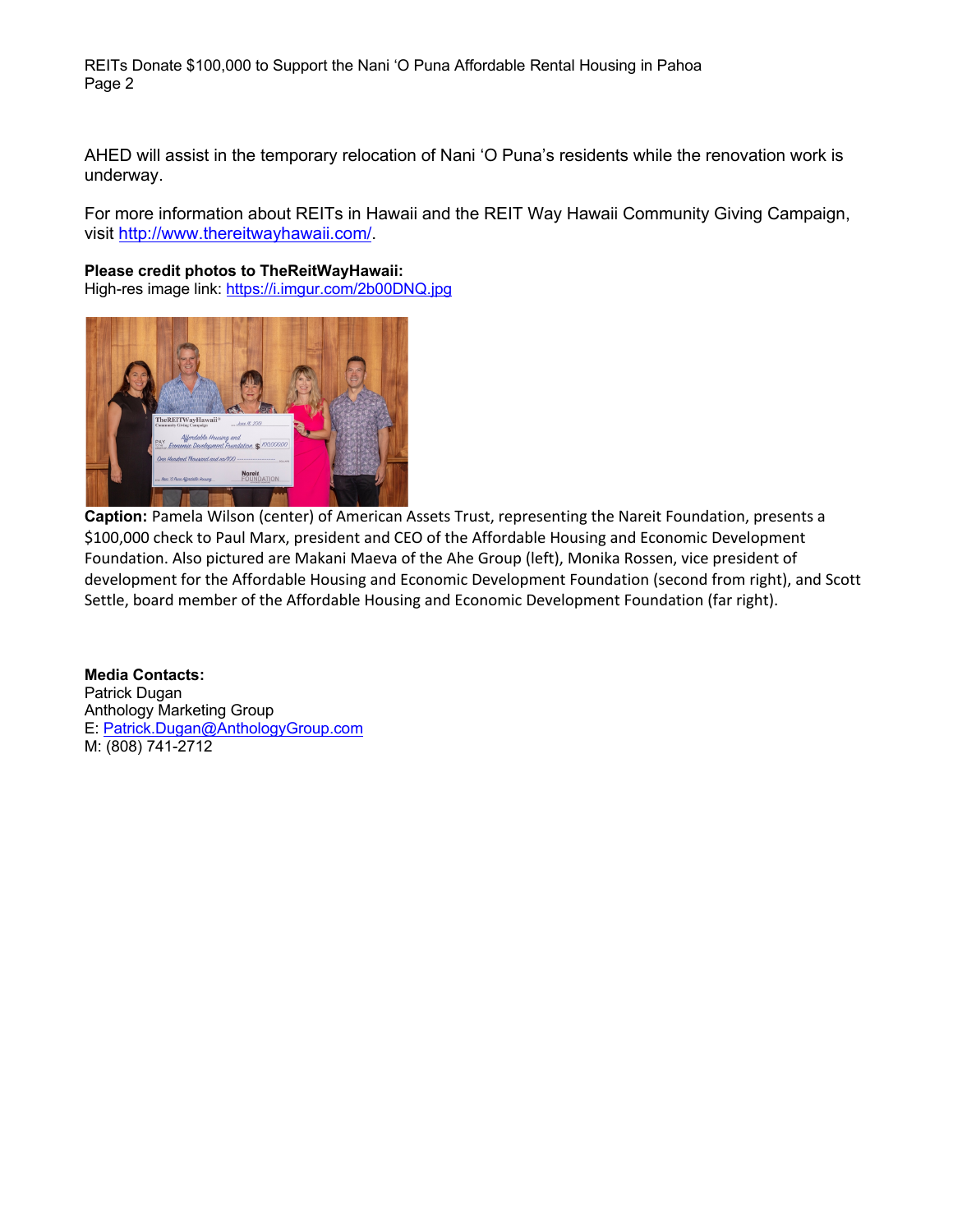AHED will assist in the temporary relocation of Nani ‘O Puna’s residents while the renovation work is underway.

For more information about REITs in Hawaii and the REIT Way Hawaii Community Giving Campaign, visit http://www.thereitwayhawaii.com/.

**Please credit photos to TheReitWayHawaii:**
High-res image link: https://i.imgur.com/2b00DNQ.jpg

**Caption:** Pamela Wilson (center) of American Assets Trust, representing the Nareit Foundation, presents a $100,000 check to Paul Marx, president and CEO of the Affordable Housing and Economic Development Foundation. Also pictured are Makani Maeva of the Ahe Group (left), Monika Rossen, vice president of development for the Affordable Housing and Economic Development Foundation (second from right), and Scott Settle, board member of the Affordable Housing and Economic Development Foundation (far right).

**Media Contacts:**
Patrick Dugan
Anthology Marketing Group
E: Patrick.Dugan@AnthologyGroup.com
M: (808) 741-2712